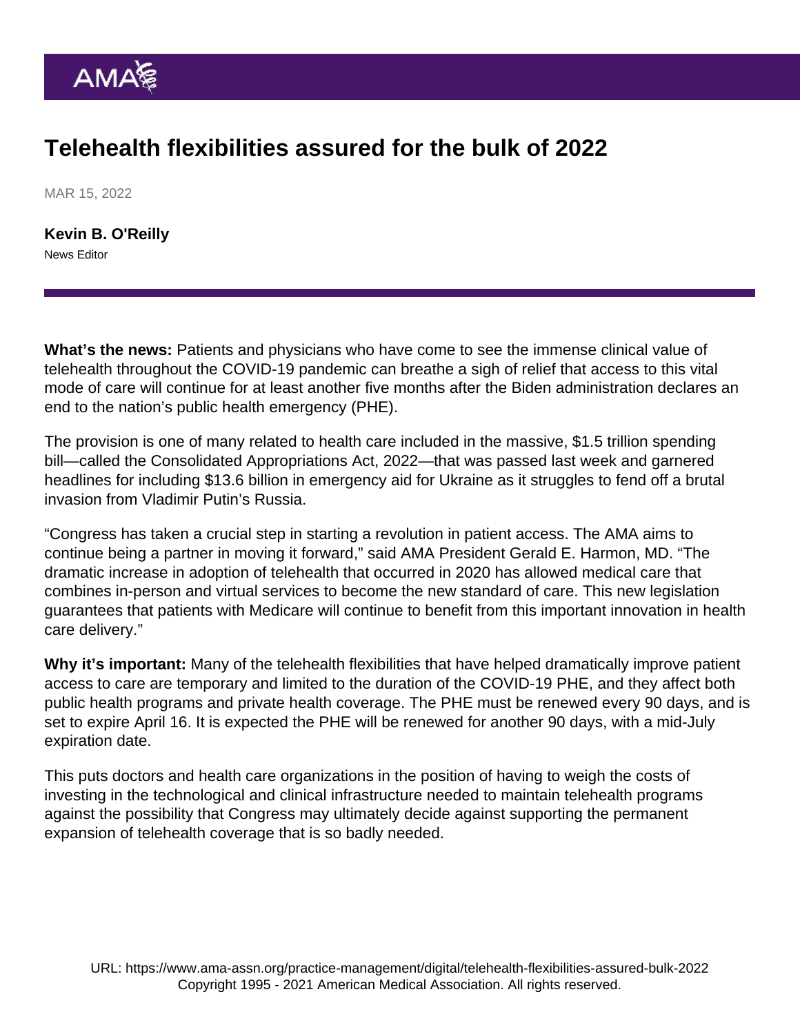# Telehealth flexibilities assured for the bulk of 2022

MAR 15, 2022

**Kevin B. O'Reilly**
News Editor

---

**What's the news:** Patients and physicians who have come to see the immense clinical value of telehealth throughout the COVID-19 pandemic can breathe a sigh of relief that access to this vital mode of care will continue for at least another five months after the Biden administration declares an end to the nation's public health emergency (PHE).

The provision is one of many related to health care included in the massive, $1.5 trillion spending bill—called the Consolidated Appropriations Act, 2022—that was passed last week and garnered headlines for including $13.6 billion in emergency aid for Ukraine as it struggles to fend off a brutal invasion from Vladimir Putin's Russia.

"Congress has taken a crucial step in starting a revolution in patient access. The AMA aims to continue being a partner in moving it forward," said AMA President Gerald E. Harmon, MD. "The dramatic increase in adoption of telehealth that occurred in 2020 has allowed medical care that combines in-person and virtual services to become the new standard of care. This new legislation guarantees that patients with Medicare will continue to benefit from this important innovation in health care delivery."

**Why it's important:** Many of the telehealth flexibilities that have helped dramatically improve patient access to care are temporary and limited to the duration of the COVID-19 PHE, and they affect both public health programs and private health coverage. The PHE must be renewed every 90 days, and is set to expire April 16. It is expected the PHE will be renewed for another 90 days, with a mid-July expiration date.

This puts doctors and health care organizations in the position of having to weigh the costs of investing in the technological and clinical infrastructure needed to maintain telehealth programs against the possibility that Congress may ultimately decide against supporting the permanent expansion of telehealth coverage that is so badly needed.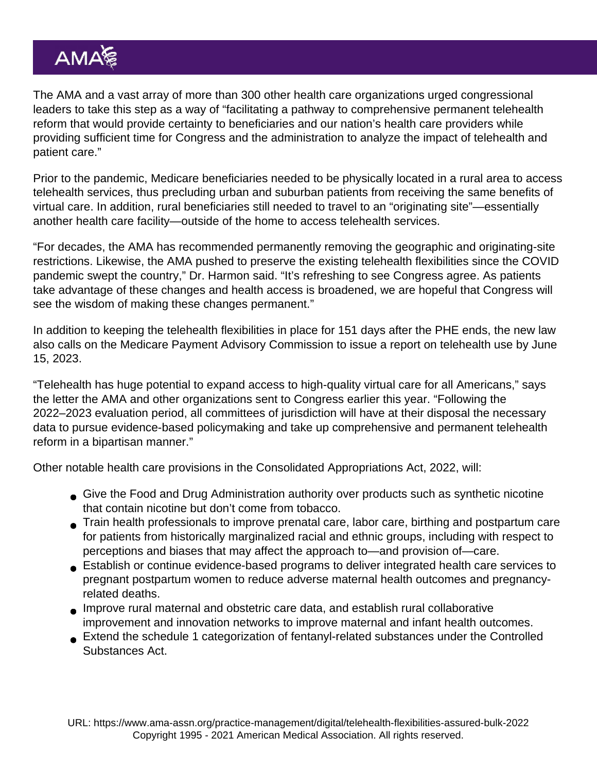The AMA and a vast array of more than 300 other health care organizations urged congressional leaders to take this step as a way of "facilitating a pathway to comprehensive permanent telehealth reform that would provide certainty to beneficiaries and our nation's health care providers while providing sufficient time for Congress and the administration to analyze the impact of telehealth and patient care."

Prior to the pandemic, Medicare beneficiaries needed to be physically located in a rural area to access telehealth services, thus precluding urban and suburban patients from receiving the same benefits of virtual care. In addition, rural beneficiaries still needed to travel to an "originating site"—essentially another health care facility—outside of the home to access telehealth services.

"For decades, the AMA has recommended permanently removing the geographic and originating-site restrictions. Likewise, the AMA pushed to preserve the existing telehealth flexibilities since the COVID pandemic swept the country," Dr. Harmon said. "It's refreshing to see Congress agree. As patients take advantage of these changes and health access is broadened, we are hopeful that Congress will see the wisdom of making these changes permanent."

In addition to keeping the telehealth flexibilities in place for 151 days after the PHE ends, the new law also calls on the Medicare Payment Advisory Commission to issue a report on telehealth use by June 15, 2023.

"Telehealth has huge potential to expand access to high-quality virtual care for all Americans," says the letter the AMA and other organizations sent to Congress earlier this year. "Following the 2022–2023 evaluation period, all committees of jurisdiction will have at their disposal the necessary data to pursue evidence-based policymaking and take up comprehensive and permanent telehealth reform in a bipartisan manner."

Other notable health care provisions in the Consolidated Appropriations Act, 2022, will:

- Give the Food and Drug Administration authority over products such as synthetic nicotine that contain nicotine but don't come from tobacco.
- Train health professionals to improve prenatal care, labor care, birthing and postpartum care for patients from historically marginalized racial and ethnic groups, including with respect to perceptions and biases that may affect the approach to—and provision of—care.
- Establish or continue evidence-based programs to deliver integrated health care services to pregnant postpartum women to reduce adverse maternal health outcomes and pregnancy-related deaths.
- Improve rural maternal and obstetric care data, and establish rural collaborative improvement and innovation networks to improve maternal and infant health outcomes.
- Extend the schedule 1 categorization of fentanyl-related substances under the Controlled Substances Act.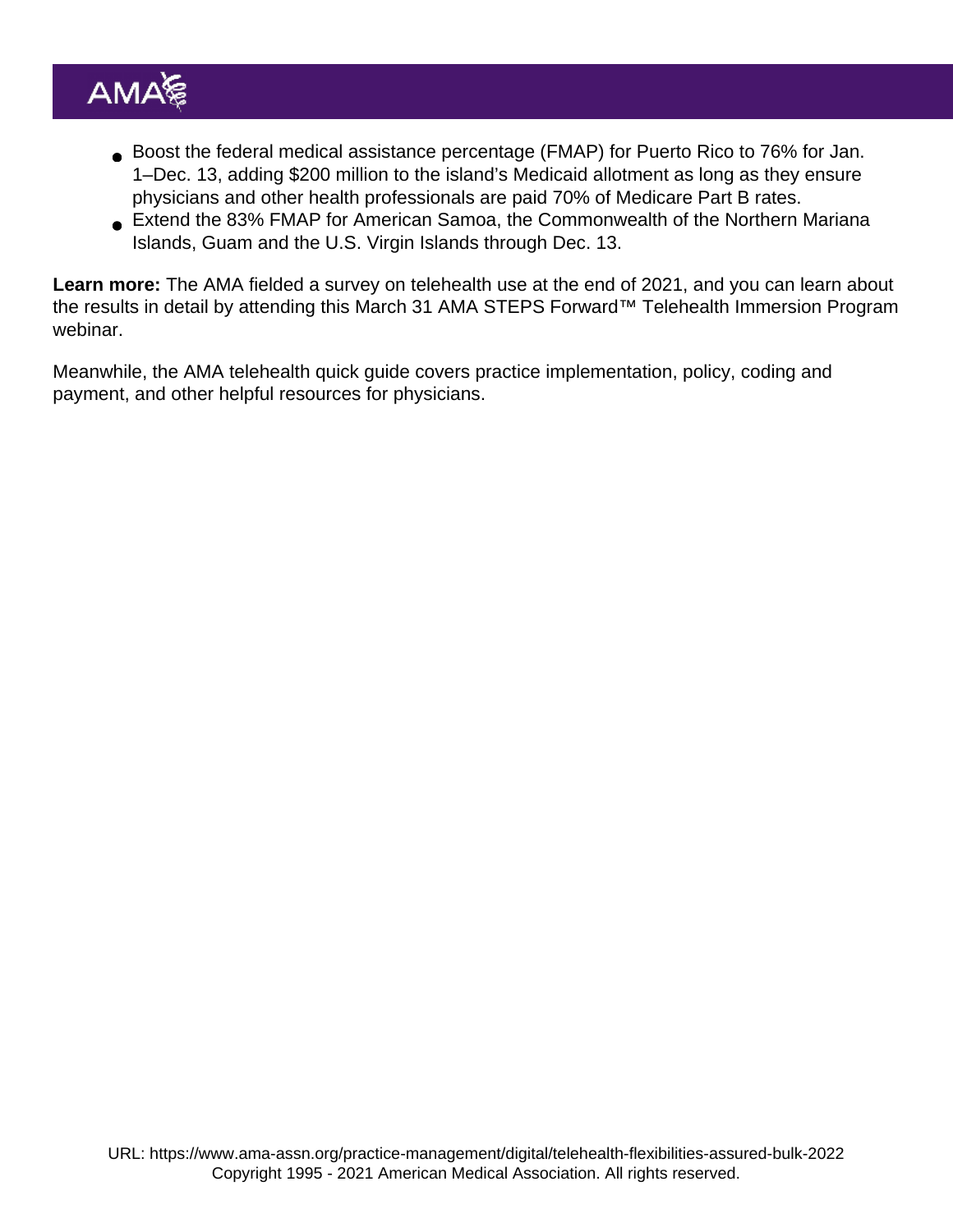- Boost the federal medical assistance percentage (FMAP) for Puerto Rico to 76% for Jan. 1–Dec. 13, adding $200 million to the island's Medicaid allotment as long as they ensure physicians and other health professionals are paid 70% of Medicare Part B rates.
- Extend the 83% FMAP for American Samoa, the Commonwealth of the Northern Mariana Islands, Guam and the U.S. Virgin Islands through Dec. 13.

**Learn more:** The AMA fielded a survey on telehealth use at the end of 2021, and you can learn about the results in detail by attending this March 31 AMA STEPS Forward™ Telehealth Immersion Program webinar.

Meanwhile, the AMA telehealth quick guide covers practice implementation, policy, coding and payment, and other helpful resources for physicians.